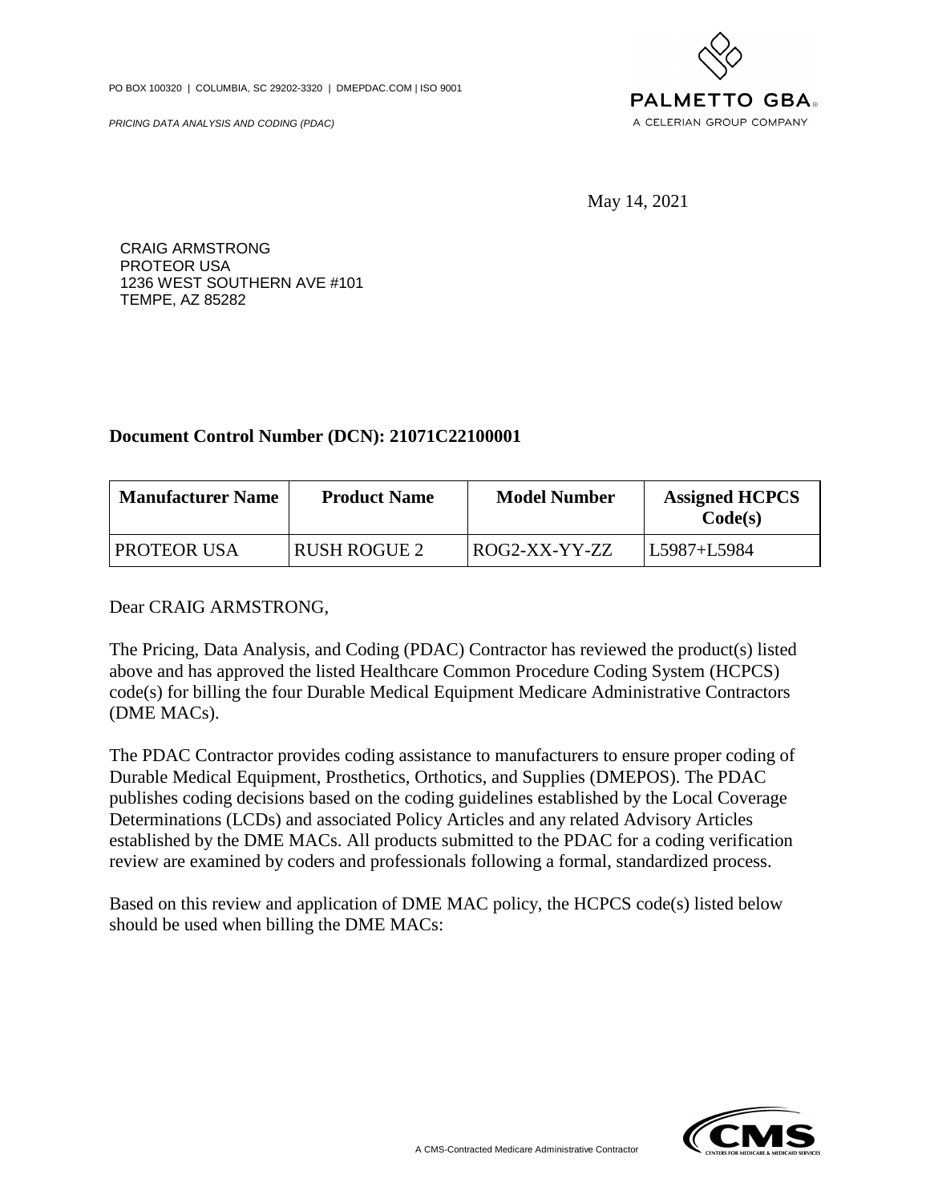PO BOX 100320 | COLUMBIA, SC 29202-3320 | DMEPDAC.COM | ISO 9001

*PRICING DATA ANALYSIS AND CODING (PDAC)*

PALMETTO GBA
A CELERIAN GROUP COMPANY

May 14, 2021

CRAIG ARMSTRONG
PROTEOR USA
1236 WEST SOUTHERN AVE #101
TEMPE, AZ 85282

**Document Control Number (DCN): 21071C22100001**

| Manufacturer Name | Product Name | Model Number | Assigned HCPCS Code(s) |
|---|---|---|---|
| PROTEOR USA | RUSH ROGUE 2 | ROG2-XX-YY-ZZ | L5987+L5984 |

Dear CRAIG ARMSTRONG,

The Pricing, Data Analysis, and Coding (PDAC) Contractor has reviewed the product(s) listed above and has approved the listed Healthcare Common Procedure Coding System (HCPCS) code(s) for billing the four Durable Medical Equipment Medicare Administrative Contractors (DME MACs).

The PDAC Contractor provides coding assistance to manufacturers to ensure proper coding of Durable Medical Equipment, Prosthetics, Orthotics, and Supplies (DMEPOS). The PDAC publishes coding decisions based on the coding guidelines established by the Local Coverage Determinations (LCDs) and associated Policy Articles and any related Advisory Articles established by the DME MACs. All products submitted to the PDAC for a coding verification review are examined by coders and professionals following a formal, standardized process.

Based on this review and application of DME MAC policy, the HCPCS code(s) listed below should be used when billing the DME MACs:

A CMS-Contracted Medicare Administrative Contractor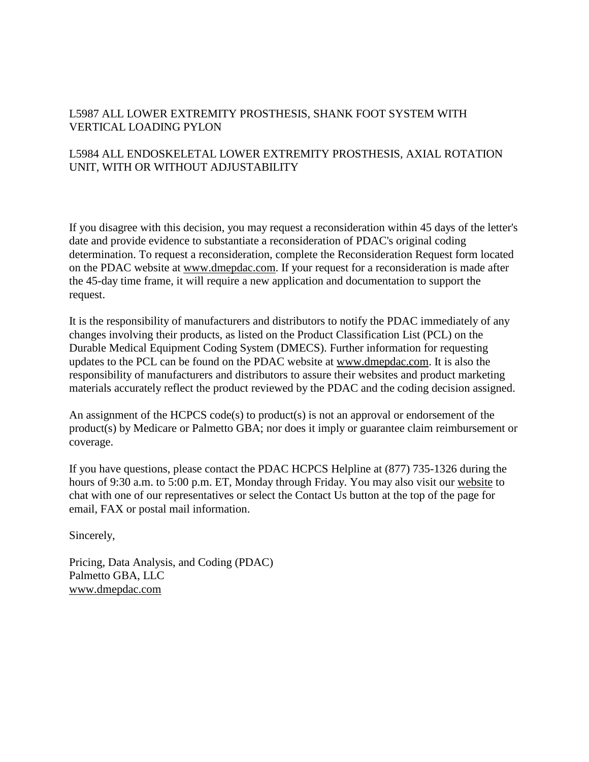L5987 ALL LOWER EXTREMITY PROSTHESIS, SHANK FOOT SYSTEM WITH VERTICAL LOADING PYLON

L5984 ALL ENDOSKELETAL LOWER EXTREMITY PROSTHESIS, AXIAL ROTATION UNIT, WITH OR WITHOUT ADJUSTABILITY

If you disagree with this decision, you may request a reconsideration within 45 days of the letter's date and provide evidence to substantiate a reconsideration of PDAC's original coding determination. To request a reconsideration, complete the Reconsideration Request form located on the PDAC website at www.dmepdac.com. If your request for a reconsideration is made after the 45-day time frame, it will require a new application and documentation to support the request.

It is the responsibility of manufacturers and distributors to notify the PDAC immediately of any changes involving their products, as listed on the Product Classification List (PCL) on the Durable Medical Equipment Coding System (DMECS). Further information for requesting updates to the PCL can be found on the PDAC website at www.dmepdac.com. It is also the responsibility of manufacturers and distributors to assure their websites and product marketing materials accurately reflect the product reviewed by the PDAC and the coding decision assigned.

An assignment of the HCPCS code(s) to product(s) is not an approval or endorsement of the product(s) by Medicare or Palmetto GBA; nor does it imply or guarantee claim reimbursement or coverage.

If you have questions, please contact the PDAC HCPCS Helpline at (877) 735-1326 during the hours of 9:30 a.m. to 5:00 p.m. ET, Monday through Friday. You may also visit our website to chat with one of our representatives or select the Contact Us button at the top of the page for email, FAX or postal mail information.

Sincerely,

Pricing, Data Analysis, and Coding (PDAC)
Palmetto GBA, LLC
www.dmepdac.com